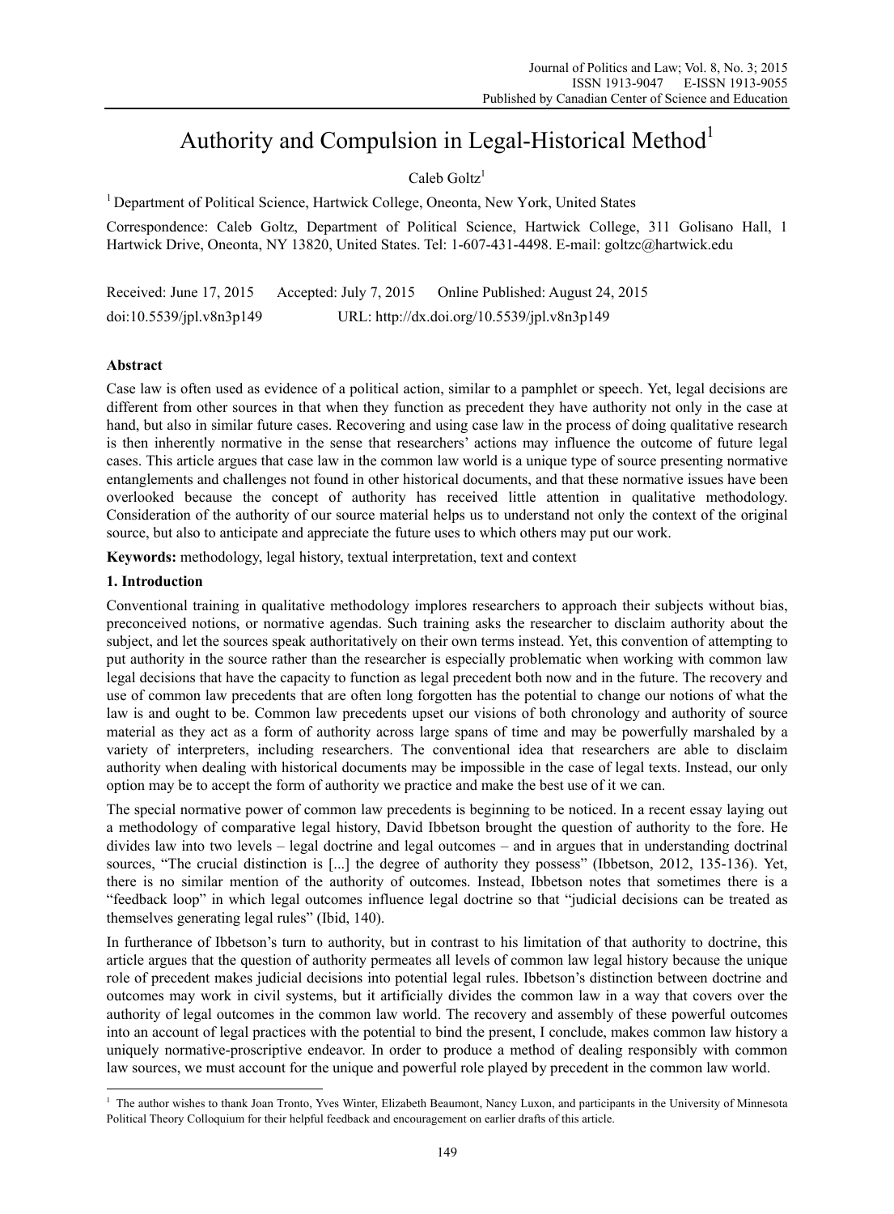# Authority and Compulsion in Legal-Historical Method[1]

Caleb Goltz[1]

[1] Department of Political Science, Hartwick College, Oneonta, New York, United States

Correspondence: Caleb Goltz, Department of Political Science, Hartwick College, 311 Golisano Hall, 1 Hartwick Drive, Oneonta, NY 13820, United States. Tel: 1-607-431-4498. E-mail: goltzc@hartwick.edu

Received: June 17, 2015   Accepted: July 7, 2015   Online Published: August 24, 2015

doi:10.5539/jpl.v8n3p149   URL: http://dx.doi.org/10.5539/jpl.v8n3p149

## Abstract

Case law is often used as evidence of a political action, similar to a pamphlet or speech. Yet, legal decisions are different from other sources in that when they function as precedent they have authority not only in the case at hand, but also in similar future cases. Recovering and using case law in the process of doing qualitative research is then inherently normative in the sense that researchers' actions may influence the outcome of future legal cases. This article argues that case law in the common law world is a unique type of source presenting normative entanglements and challenges not found in other historical documents, and that these normative issues have been overlooked because the concept of authority has received little attention in qualitative methodology. Consideration of the authority of our source material helps us to understand not only the context of the original source, but also to anticipate and appreciate the future uses to which others may put our work.

**Keywords:** methodology, legal history, textual interpretation, text and context

## 1. Introduction

Conventional training in qualitative methodology implores researchers to approach their subjects without bias, preconceived notions, or normative agendas. Such training asks the researcher to disclaim authority about the subject, and let the sources speak authoritatively on their own terms instead. Yet, this convention of attempting to put authority in the source rather than the researcher is especially problematic when working with common law legal decisions that have the capacity to function as legal precedent both now and in the future. The recovery and use of common law precedents that are often long forgotten has the potential to change our notions of what the law is and ought to be. Common law precedents upset our visions of both chronology and authority of source material as they act as a form of authority across large spans of time and may be powerfully marshaled by a variety of interpreters, including researchers. The conventional idea that researchers are able to disclaim authority when dealing with historical documents may be impossible in the case of legal texts. Instead, our only option may be to accept the form of authority we practice and make the best use of it we can.

The special normative power of common law precedents is beginning to be noticed. In a recent essay laying out a methodology of comparative legal history, David Ibbetson brought the question of authority to the fore. He divides law into two levels – legal doctrine and legal outcomes – and in argues that in understanding doctrinal sources, "The crucial distinction is [...] the degree of authority they possess" (Ibbetson, 2012, 135-136). Yet, there is no similar mention of the authority of outcomes. Instead, Ibbetson notes that sometimes there is a "feedback loop" in which legal outcomes influence legal doctrine so that "judicial decisions can be treated as themselves generating legal rules" (Ibid, 140).

In furtherance of Ibbetson's turn to authority, but in contrast to his limitation of that authority to doctrine, this article argues that the question of authority permeates all levels of common law legal history because the unique role of precedent makes judicial decisions into potential legal rules. Ibbetson's distinction between doctrine and outcomes may work in civil systems, but it artificially divides the common law in a way that covers over the authority of legal outcomes in the common law world. The recovery and assembly of these powerful outcomes into an account of legal practices with the potential to bind the present, I conclude, makes common law history a uniquely normative-proscriptive endeavor. In order to produce a method of dealing responsibly with common law sources, we must account for the unique and powerful role played by precedent in the common law world.

[1] The author wishes to thank Joan Tronto, Yves Winter, Elizabeth Beaumont, Nancy Luxon, and participants in the University of Minnesota Political Theory Colloquium for their helpful feedback and encouragement on earlier drafts of this article.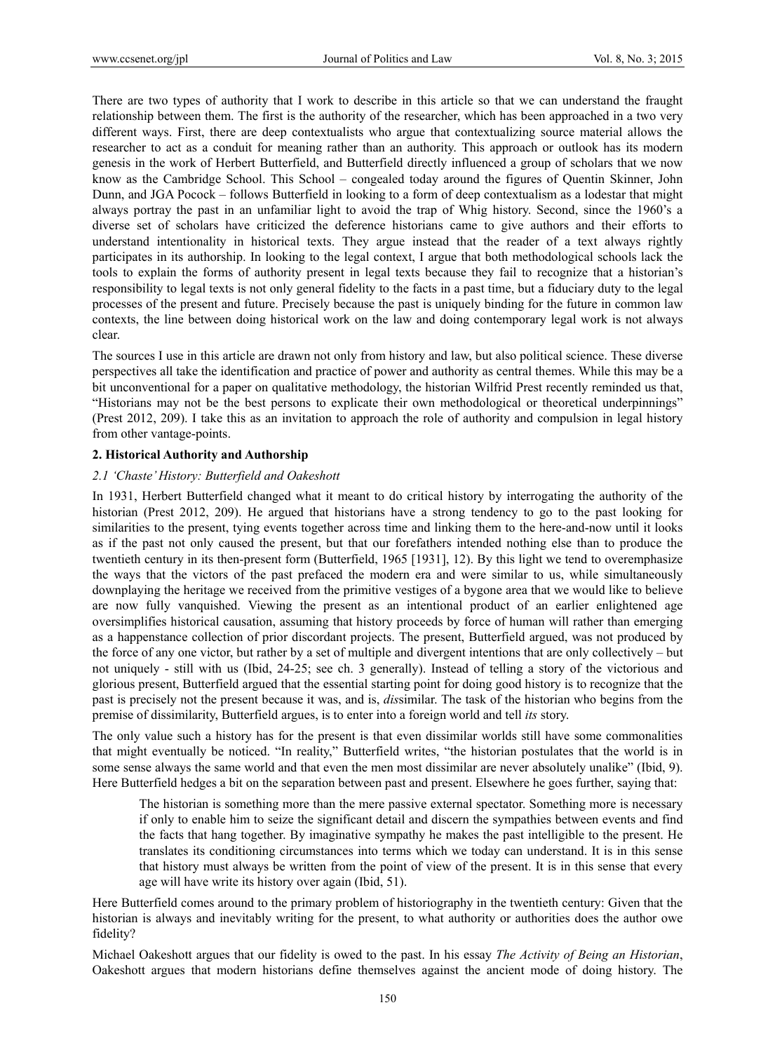There are two types of authority that I work to describe in this article so that we can understand the fraught relationship between them. The first is the authority of the researcher, which has been approached in a two very different ways. First, there are deep contextualists who argue that contextualizing source material allows the researcher to act as a conduit for meaning rather than an authority. This approach or outlook has its modern genesis in the work of Herbert Butterfield, and Butterfield directly influenced a group of scholars that we now know as the Cambridge School. This School – congealed today around the figures of Quentin Skinner, John Dunn, and JGA Pocock – follows Butterfield in looking to a form of deep contextualism as a lodestar that might always portray the past in an unfamiliar light to avoid the trap of Whig history. Second, since the 1960's a diverse set of scholars have criticized the deference historians came to give authors and their efforts to understand intentionality in historical texts. They argue instead that the reader of a text always rightly participates in its authorship. In looking to the legal context, I argue that both methodological schools lack the tools to explain the forms of authority present in legal texts because they fail to recognize that a historian's responsibility to legal texts is not only general fidelity to the facts in a past time, but a fiduciary duty to the legal processes of the present and future. Precisely because the past is uniquely binding for the future in common law contexts, the line between doing historical work on the law and doing contemporary legal work is not always clear.

The sources I use in this article are drawn not only from history and law, but also political science. These diverse perspectives all take the identification and practice of power and authority as central themes. While this may be a bit unconventional for a paper on qualitative methodology, the historian Wilfrid Prest recently reminded us that, "Historians may not be the best persons to explicate their own methodological or theoretical underpinnings" (Prest 2012, 209). I take this as an invitation to approach the role of authority and compulsion in legal history from other vantage-points.

## 2. Historical Authority and Authorship

### 2.1 'Chaste' History: Butterfield and Oakeshott

In 1931, Herbert Butterfield changed what it meant to do critical history by interrogating the authority of the historian (Prest 2012, 209). He argued that historians have a strong tendency to go to the past looking for similarities to the present, tying events together across time and linking them to the here-and-now until it looks as if the past not only caused the present, but that our forefathers intended nothing else than to produce the twentieth century in its then-present form (Butterfield, 1965 [1931], 12). By this light we tend to overemphasize the ways that the victors of the past prefaced the modern era and were similar to us, while simultaneously downplaying the heritage we received from the primitive vestiges of a bygone area that we would like to believe are now fully vanquished. Viewing the present as an intentional product of an earlier enlightened age oversimplifies historical causation, assuming that history proceeds by force of human will rather than emerging as a happenstance collection of prior discordant projects. The present, Butterfield argued, was not produced by the force of any one victor, but rather by a set of multiple and divergent intentions that are only collectively – but not uniquely - still with us (Ibid, 24-25; see ch. 3 generally). Instead of telling a story of the victorious and glorious present, Butterfield argued that the essential starting point for doing good history is to recognize that the past is precisely not the present because it was, and is, *dis*similar. The task of the historian who begins from the premise of dissimilarity, Butterfield argues, is to enter into a foreign world and tell *its* story.

The only value such a history has for the present is that even dissimilar worlds still have some commonalities that might eventually be noticed. "In reality," Butterfield writes, "the historian postulates that the world is in some sense always the same world and that even the men most dissimilar are never absolutely unalike" (Ibid, 9). Here Butterfield hedges a bit on the separation between past and present. Elsewhere he goes further, saying that:

> The historian is something more than the mere passive external spectator. Something more is necessary if only to enable him to seize the significant detail and discern the sympathies between events and find the facts that hang together. By imaginative sympathy he makes the past intelligible to the present. He translates its conditioning circumstances into terms which we today can understand. It is in this sense that history must always be written from the point of view of the present. It is in this sense that every age will have write its history over again (Ibid, 51).

Here Butterfield comes around to the primary problem of historiography in the twentieth century: Given that the historian is always and inevitably writing for the present, to what authority or authorities does the author owe fidelity?

Michael Oakeshott argues that our fidelity is owed to the past. In his essay *The Activity of Being an Historian*, Oakeshott argues that modern historians define themselves against the ancient mode of doing history. The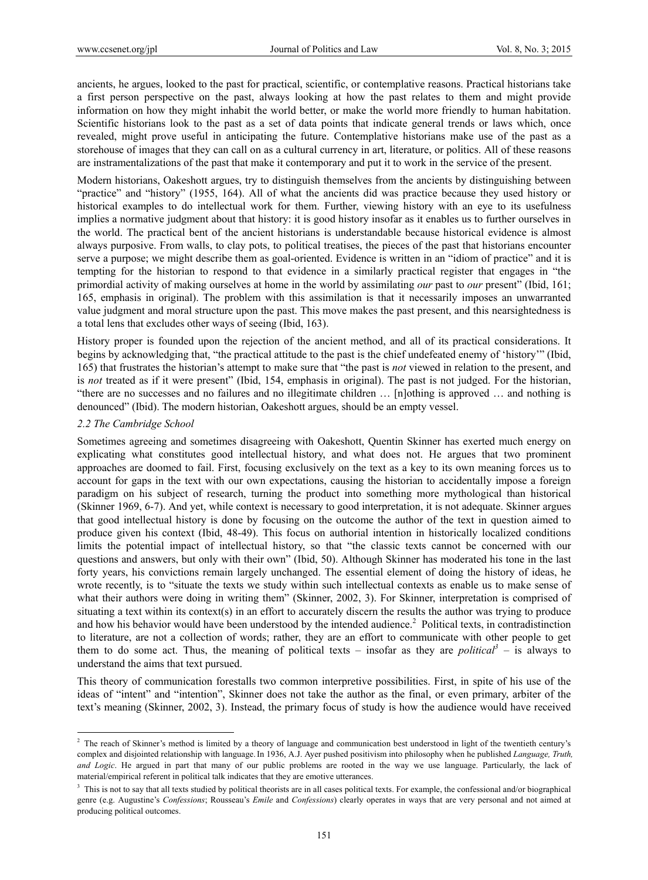ancients, he argues, looked to the past for practical, scientific, or contemplative reasons. Practical historians take a first person perspective on the past, always looking at how the past relates to them and might provide information on how they might inhabit the world better, or make the world more friendly to human habitation. Scientific historians look to the past as a set of data points that indicate general trends or laws which, once revealed, might prove useful in anticipating the future. Contemplative historians make use of the past as a storehouse of images that they can call on as a cultural currency in art, literature, or politics. All of these reasons are instramentalizations of the past that make it contemporary and put it to work in the service of the present.

Modern historians, Oakeshott argues, try to distinguish themselves from the ancients by distinguishing between "practice" and "history" (1955, 164). All of what the ancients did was practice because they used history or historical examples to do intellectual work for them. Further, viewing history with an eye to its usefulness implies a normative judgment about that history: it is good history insofar as it enables us to further ourselves in the world. The practical bent of the ancient historians is understandable because historical evidence is almost always purposive. From walls, to clay pots, to political treatises, the pieces of the past that historians encounter serve a purpose; we might describe them as goal-oriented. Evidence is written in an "idiom of practice" and it is tempting for the historian to respond to that evidence in a similarly practical register that engages in "the primordial activity of making ourselves at home in the world by assimilating *our* past to *our* present" (Ibid, 161; 165, emphasis in original). The problem with this assimilation is that it necessarily imposes an unwarranted value judgment and moral structure upon the past. This move makes the past present, and this nearsightedness is a total lens that excludes other ways of seeing (Ibid, 163).

History proper is founded upon the rejection of the ancient method, and all of its practical considerations. It begins by acknowledging that, "the practical attitude to the past is the chief undefeated enemy of 'history'" (Ibid, 165) that frustrates the historian's attempt to make sure that "the past is *not* viewed in relation to the present, and is *not* treated as if it were present" (Ibid, 154, emphasis in original). The past is not judged. For the historian, "there are no successes and no failures and no illegitimate children … [n]othing is approved … and nothing is denounced" (Ibid). The modern historian, Oakeshott argues, should be an empty vessel.

### 2.2 The Cambridge School

Sometimes agreeing and sometimes disagreeing with Oakeshott, Quentin Skinner has exerted much energy on explicating what constitutes good intellectual history, and what does not. He argues that two prominent approaches are doomed to fail. First, focusing exclusively on the text as a key to its own meaning forces us to account for gaps in the text with our own expectations, causing the historian to accidentally impose a foreign paradigm on his subject of research, turning the product into something more mythological than historical (Skinner 1969, 6-7). And yet, while context is necessary to good interpretation, it is not adequate. Skinner argues that good intellectual history is done by focusing on the outcome the author of the text in question aimed to produce given his context (Ibid, 48-49). This focus on authorial intention in historically localized conditions limits the potential impact of intellectual history, so that "the classic texts cannot be concerned with our questions and answers, but only with their own" (Ibid, 50). Although Skinner has moderated his tone in the last forty years, his convictions remain largely unchanged. The essential element of doing the history of ideas, he wrote recently, is to "situate the texts we study within such intellectual contexts as enable us to make sense of what their authors were doing in writing them" (Skinner, 2002, 3). For Skinner, interpretation is comprised of situating a text within its context(s) in an effort to accurately discern the results the author was trying to produce and how his behavior would have been understood by the intended audience.[2] Political texts, in contradistinction to literature, are not a collection of words; rather, they are an effort to communicate with other people to get them to do some act. Thus, the meaning of political texts – insofar as they are *political*[3] – is always to understand the aims that text pursued.

This theory of communication forestalls two common interpretive possibilities. First, in spite of his use of the ideas of "intent" and "intention", Skinner does not take the author as the final, or even primary, arbiter of the text's meaning (Skinner, 2002, 3). Instead, the primary focus of study is how the audience would have received

---

[2] The reach of Skinner's method is limited by a theory of language and communication best understood in light of the twentieth century's complex and disjointed relationship with language. In 1936, A.J. Ayer pushed positivism into philosophy when he published *Language, Truth, and Logic*. He argued in part that many of our public problems are rooted in the way we use language. Particularly, the lack of material/empirical referent in political talk indicates that they are emotive utterances.

[3] This is not to say that all texts studied by political theorists are in all cases political texts. For example, the confessional and/or biographical genre (e.g. Augustine's *Confessions*; Rousseau's *Emile* and *Confessions*) clearly operates in ways that are very personal and not aimed at producing political outcomes.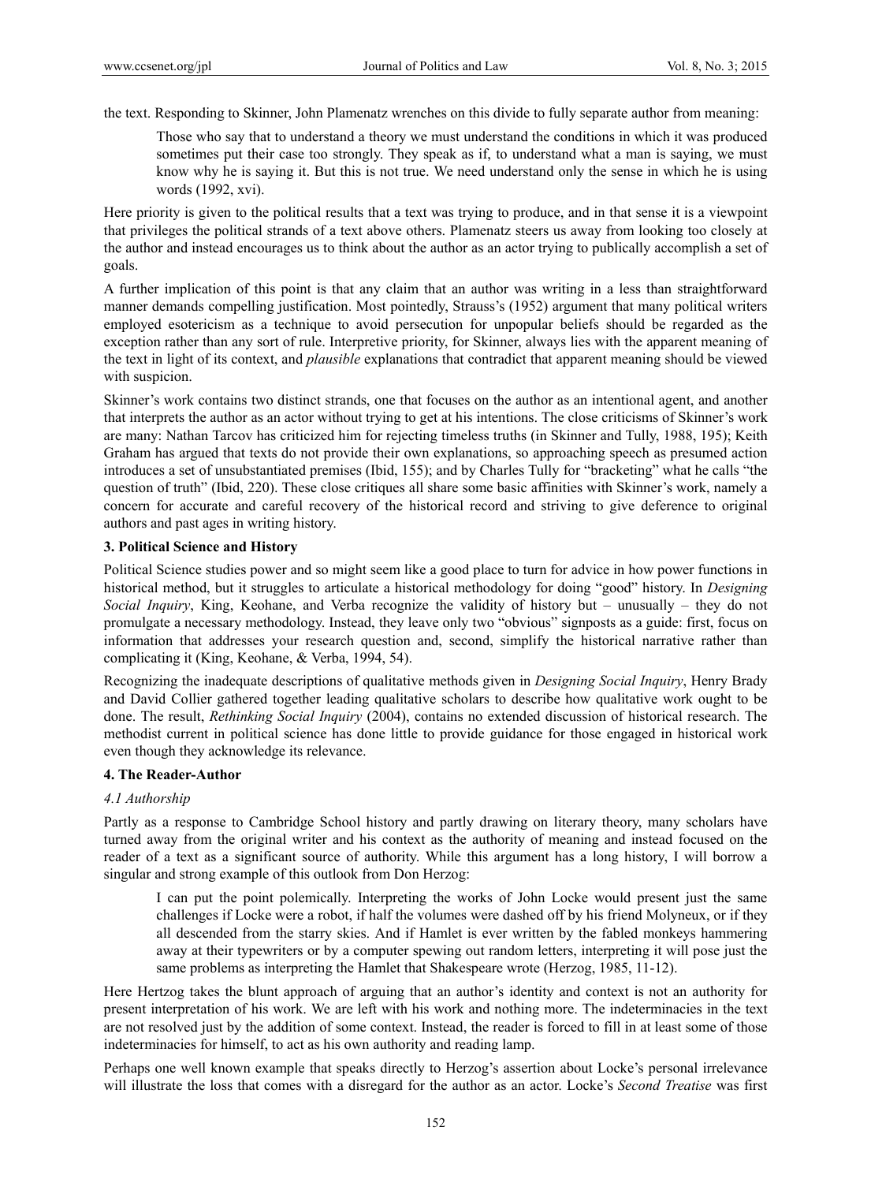the text. Responding to Skinner, John Plamenatz wrenches on this divide to fully separate author from meaning:

> Those who say that to understand a theory we must understand the conditions in which it was produced sometimes put their case too strongly. They speak as if, to understand what a man is saying, we must know why he is saying it. But this is not true. We need understand only the sense in which he is using words (1992, xvi).

Here priority is given to the political results that a text was trying to produce, and in that sense it is a viewpoint that privileges the political strands of a text above others. Plamenatz steers us away from looking too closely at the author and instead encourages us to think about the author as an actor trying to publically accomplish a set of goals.

A further implication of this point is that any claim that an author was writing in a less than straightforward manner demands compelling justification. Most pointedly, Strauss's (1952) argument that many political writers employed esotericism as a technique to avoid persecution for unpopular beliefs should be regarded as the exception rather than any sort of rule. Interpretive priority, for Skinner, always lies with the apparent meaning of the text in light of its context, and *plausible* explanations that contradict that apparent meaning should be viewed with suspicion.

Skinner's work contains two distinct strands, one that focuses on the author as an intentional agent, and another that interprets the author as an actor without trying to get at his intentions. The close criticisms of Skinner's work are many: Nathan Tarcov has criticized him for rejecting timeless truths (in Skinner and Tully, 1988, 195); Keith Graham has argued that texts do not provide their own explanations, so approaching speech as presumed action introduces a set of unsubstantiated premises (Ibid, 155); and by Charles Tully for "bracketing" what he calls "the question of truth" (Ibid, 220). These close critiques all share some basic affinities with Skinner's work, namely a concern for accurate and careful recovery of the historical record and striving to give deference to original authors and past ages in writing history.

## 3. Political Science and History

Political Science studies power and so might seem like a good place to turn for advice in how power functions in historical method, but it struggles to articulate a historical methodology for doing "good" history. In *Designing Social Inquiry*, King, Keohane, and Verba recognize the validity of history but – unusually – they do not promulgate a necessary methodology. Instead, they leave only two "obvious" signposts as a guide: first, focus on information that addresses your research question and, second, simplify the historical narrative rather than complicating it (King, Keohane, & Verba, 1994, 54).

Recognizing the inadequate descriptions of qualitative methods given in *Designing Social Inquiry*, Henry Brady and David Collier gathered together leading qualitative scholars to describe how qualitative work ought to be done. The result, *Rethinking Social Inquiry* (2004), contains no extended discussion of historical research. The methodist current in political science has done little to provide guidance for those engaged in historical work even though they acknowledge its relevance.

## 4. The Reader-Author

### *4.1 Authorship*

Partly as a response to Cambridge School history and partly drawing on literary theory, many scholars have turned away from the original writer and his context as the authority of meaning and instead focused on the reader of a text as a significant source of authority. While this argument has a long history, I will borrow a singular and strong example of this outlook from Don Herzog:

> I can put the point polemically. Interpreting the works of John Locke would present just the same challenges if Locke were a robot, if half the volumes were dashed off by his friend Molyneux, or if they all descended from the starry skies. And if Hamlet is ever written by the fabled monkeys hammering away at their typewriters or by a computer spewing out random letters, interpreting it will pose just the same problems as interpreting the Hamlet that Shakespeare wrote (Herzog, 1985, 11-12).

Here Hertzog takes the blunt approach of arguing that an author's identity and context is not an authority for present interpretation of his work. We are left with his work and nothing more. The indeterminacies in the text are not resolved just by the addition of some context. Instead, the reader is forced to fill in at least some of those indeterminacies for himself, to act as his own authority and reading lamp.

Perhaps one well known example that speaks directly to Herzog's assertion about Locke's personal irrelevance will illustrate the loss that comes with a disregard for the author as an actor. Locke's *Second Treatise* was first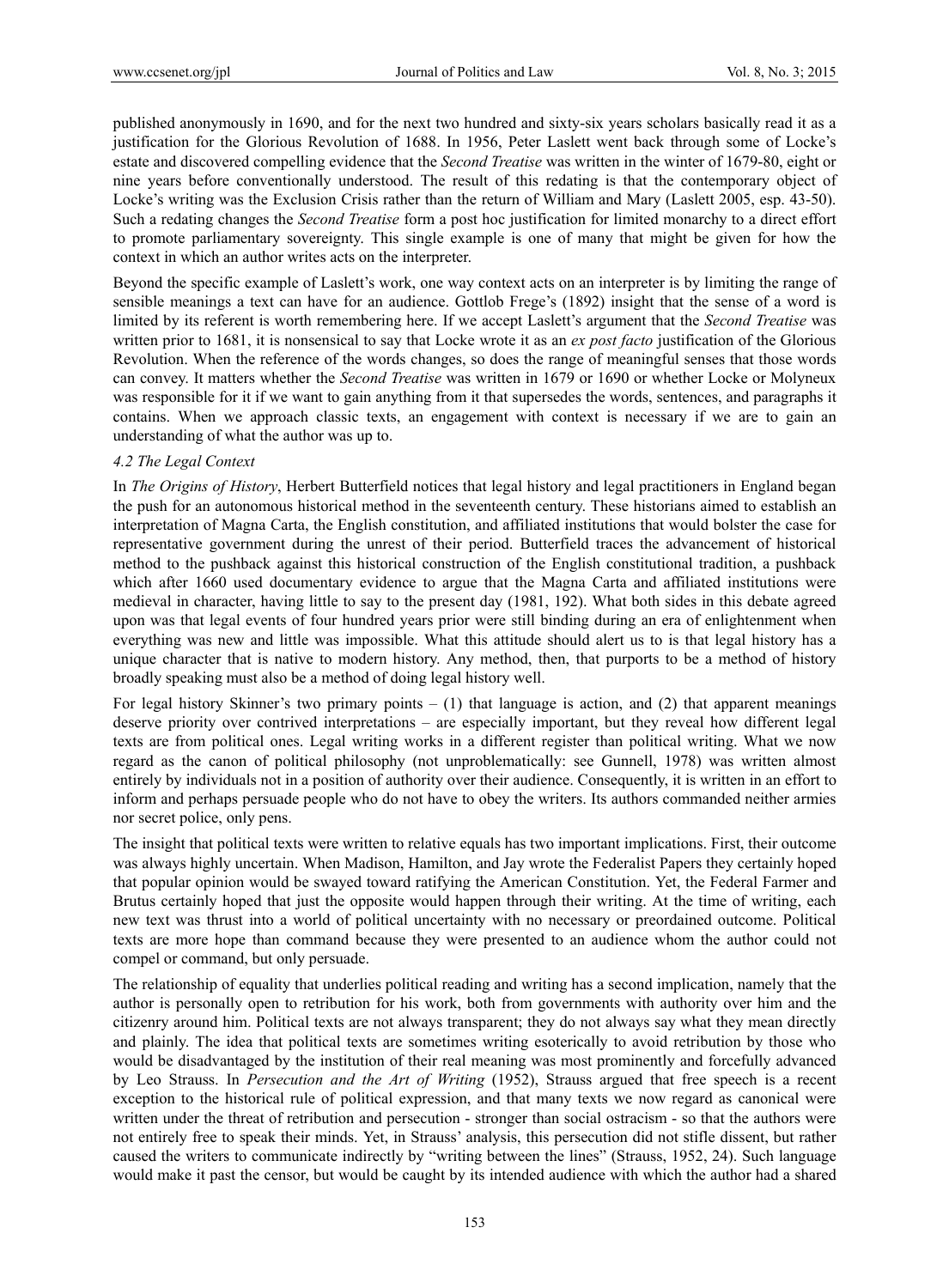published anonymously in 1690, and for the next two hundred and sixty-six years scholars basically read it as a justification for the Glorious Revolution of 1688. In 1956, Peter Laslett went back through some of Locke's estate and discovered compelling evidence that the *Second Treatise* was written in the winter of 1679-80, eight or nine years before conventionally understood. The result of this redating is that the contemporary object of Locke's writing was the Exclusion Crisis rather than the return of William and Mary (Laslett 2005, esp. 43-50). Such a redating changes the *Second Treatise* form a post hoc justification for limited monarchy to a direct effort to promote parliamentary sovereignty. This single example is one of many that might be given for how the context in which an author writes acts on the interpreter.

Beyond the specific example of Laslett's work, one way context acts on an interpreter is by limiting the range of sensible meanings a text can have for an audience. Gottlob Frege's (1892) insight that the sense of a word is limited by its referent is worth remembering here. If we accept Laslett's argument that the *Second Treatise* was written prior to 1681, it is nonsensical to say that Locke wrote it as an *ex post facto* justification of the Glorious Revolution. When the reference of the words changes, so does the range of meaningful senses that those words can convey. It matters whether the *Second Treatise* was written in 1679 or 1690 or whether Locke or Molyneux was responsible for it if we want to gain anything from it that supersedes the words, sentences, and paragraphs it contains. When we approach classic texts, an engagement with context is necessary if we are to gain an understanding of what the author was up to.

### *4.2 The Legal Context*

In *The Origins of History*, Herbert Butterfield notices that legal history and legal practitioners in England began the push for an autonomous historical method in the seventeenth century. These historians aimed to establish an interpretation of Magna Carta, the English constitution, and affiliated institutions that would bolster the case for representative government during the unrest of their period. Butterfield traces the advancement of historical method to the pushback against this historical construction of the English constitutional tradition, a pushback which after 1660 used documentary evidence to argue that the Magna Carta and affiliated institutions were medieval in character, having little to say to the present day (1981, 192). What both sides in this debate agreed upon was that legal events of four hundred years prior were still binding during an era of enlightenment when everything was new and little was impossible. What this attitude should alert us to is that legal history has a unique character that is native to modern history. Any method, then, that purports to be a method of history broadly speaking must also be a method of doing legal history well.

For legal history Skinner's two primary points – (1) that language is action, and (2) that apparent meanings deserve priority over contrived interpretations – are especially important, but they reveal how different legal texts are from political ones. Legal writing works in a different register than political writing. What we now regard as the canon of political philosophy (not unproblematically: see Gunnell, 1978) was written almost entirely by individuals not in a position of authority over their audience. Consequently, it is written in an effort to inform and perhaps persuade people who do not have to obey the writers. Its authors commanded neither armies nor secret police, only pens.

The insight that political texts were written to relative equals has two important implications. First, their outcome was always highly uncertain. When Madison, Hamilton, and Jay wrote the Federalist Papers they certainly hoped that popular opinion would be swayed toward ratifying the American Constitution. Yet, the Federal Farmer and Brutus certainly hoped that just the opposite would happen through their writing. At the time of writing, each new text was thrust into a world of political uncertainty with no necessary or preordained outcome. Political texts are more hope than command because they were presented to an audience whom the author could not compel or command, but only persuade.

The relationship of equality that underlies political reading and writing has a second implication, namely that the author is personally open to retribution for his work, both from governments with authority over him and the citizenry around him. Political texts are not always transparent; they do not always say what they mean directly and plainly. The idea that political texts are sometimes writing esoterically to avoid retribution by those who would be disadvantaged by the institution of their real meaning was most prominently and forcefully advanced by Leo Strauss. In *Persecution and the Art of Writing* (1952), Strauss argued that free speech is a recent exception to the historical rule of political expression, and that many texts we now regard as canonical were written under the threat of retribution and persecution - stronger than social ostracism - so that the authors were not entirely free to speak their minds. Yet, in Strauss' analysis, this persecution did not stifle dissent, but rather caused the writers to communicate indirectly by "writing between the lines" (Strauss, 1952, 24). Such language would make it past the censor, but would be caught by its intended audience with which the author had a shared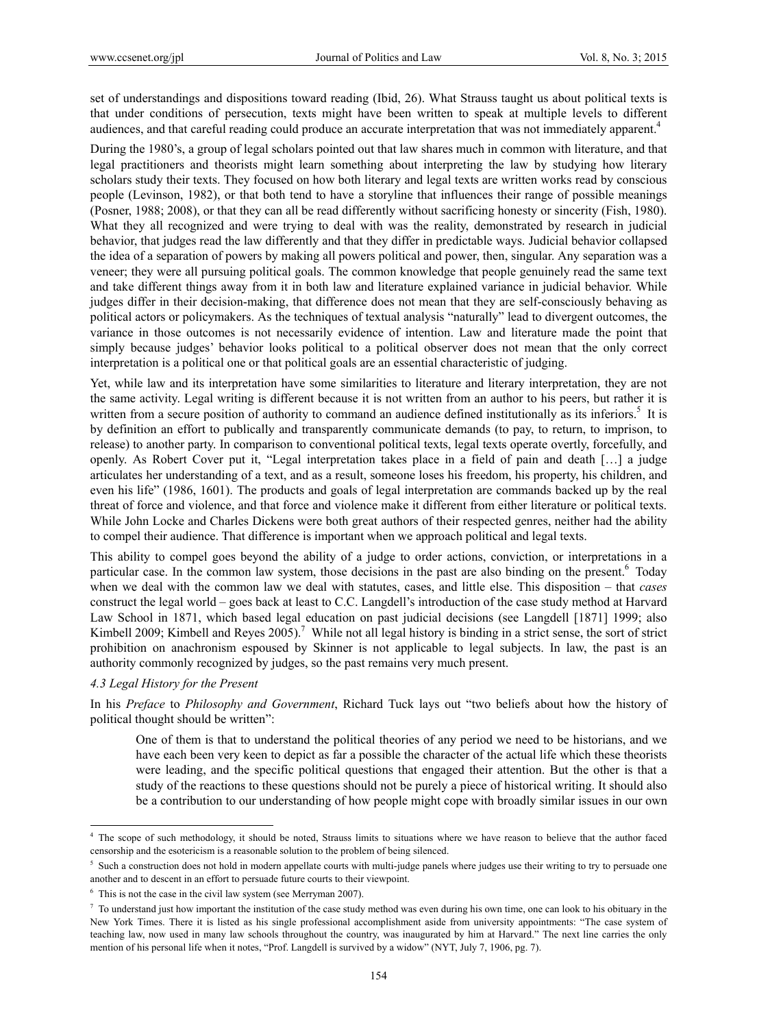set of understandings and dispositions toward reading (Ibid, 26). What Strauss taught us about political texts is that under conditions of persecution, texts might have been written to speak at multiple levels to different audiences, and that careful reading could produce an accurate interpretation that was not immediately apparent.[4]

During the 1980's, a group of legal scholars pointed out that law shares much in common with literature, and that legal practitioners and theorists might learn something about interpreting the law by studying how literary scholars study their texts. They focused on how both literary and legal texts are written works read by conscious people (Levinson, 1982), or that both tend to have a storyline that influences their range of possible meanings (Posner, 1988; 2008), or that they can all be read differently without sacrificing honesty or sincerity (Fish, 1980). What they all recognized and were trying to deal with was the reality, demonstrated by research in judicial behavior, that judges read the law differently and that they differ in predictable ways. Judicial behavior collapsed the idea of a separation of powers by making all powers political and power, then, singular. Any separation was a veneer; they were all pursuing political goals. The common knowledge that people genuinely read the same text and take different things away from it in both law and literature explained variance in judicial behavior. While judges differ in their decision-making, that difference does not mean that they are self-consciously behaving as political actors or policymakers. As the techniques of textual analysis "naturally" lead to divergent outcomes, the variance in those outcomes is not necessarily evidence of intention. Law and literature made the point that simply because judges' behavior looks political to a political observer does not mean that the only correct interpretation is a political one or that political goals are an essential characteristic of judging.

Yet, while law and its interpretation have some similarities to literature and literary interpretation, they are not the same activity. Legal writing is different because it is not written from an author to his peers, but rather it is written from a secure position of authority to command an audience defined institutionally as its inferiors.[5] It is by definition an effort to publically and transparently communicate demands (to pay, to return, to imprison, to release) to another party. In comparison to conventional political texts, legal texts operate overtly, forcefully, and openly. As Robert Cover put it, "Legal interpretation takes place in a field of pain and death […] a judge articulates her understanding of a text, and as a result, someone loses his freedom, his property, his children, and even his life" (1986, 1601). The products and goals of legal interpretation are commands backed up by the real threat of force and violence, and that force and violence make it different from either literature or political texts. While John Locke and Charles Dickens were both great authors of their respected genres, neither had the ability to compel their audience. That difference is important when we approach political and legal texts.

This ability to compel goes beyond the ability of a judge to order actions, conviction, or interpretations in a particular case. In the common law system, those decisions in the past are also binding on the present.[6] Today when we deal with the common law we deal with statutes, cases, and little else. This disposition – that *cases* construct the legal world – goes back at least to C.C. Langdell's introduction of the case study method at Harvard Law School in 1871, which based legal education on past judicial decisions (see Langdell [1871] 1999; also Kimbell 2009; Kimbell and Reyes 2005).[7] While not all legal history is binding in a strict sense, the sort of strict prohibition on anachronism espoused by Skinner is not applicable to legal subjects. In law, the past is an authority commonly recognized by judges, so the past remains very much present.

#### *4.3 Legal History for the Present*

In his *Preface* to *Philosophy and Government*, Richard Tuck lays out "two beliefs about how the history of political thought should be written":

> One of them is that to understand the political theories of any period we need to be historians, and we have each been very keen to depict as far a possible the character of the actual life which these theorists were leading, and the specific political questions that engaged their attention. But the other is that a study of the reactions to these questions should not be purely a piece of historical writing. It should also be a contribution to our understanding of how people might cope with broadly similar issues in our own

---

[4] The scope of such methodology, it should be noted, Strauss limits to situations where we have reason to believe that the author faced censorship and the esotericism is a reasonable solution to the problem of being silenced.

[5] Such a construction does not hold in modern appellate courts with multi-judge panels where judges use their writing to try to persuade one another and to descent in an effort to persuade future courts to their viewpoint.

[6] This is not the case in the civil law system (see Merryman 2007).

[7] To understand just how important the institution of the case study method was even during his own time, one can look to his obituary in the New York Times. There it is listed as his single professional accomplishment aside from university appointments: "The case system of teaching law, now used in many law schools throughout the country, was inaugurated by him at Harvard." The next line carries the only mention of his personal life when it notes, "Prof. Langdell is survived by a widow" (NYT, July 7, 1906, pg. 7).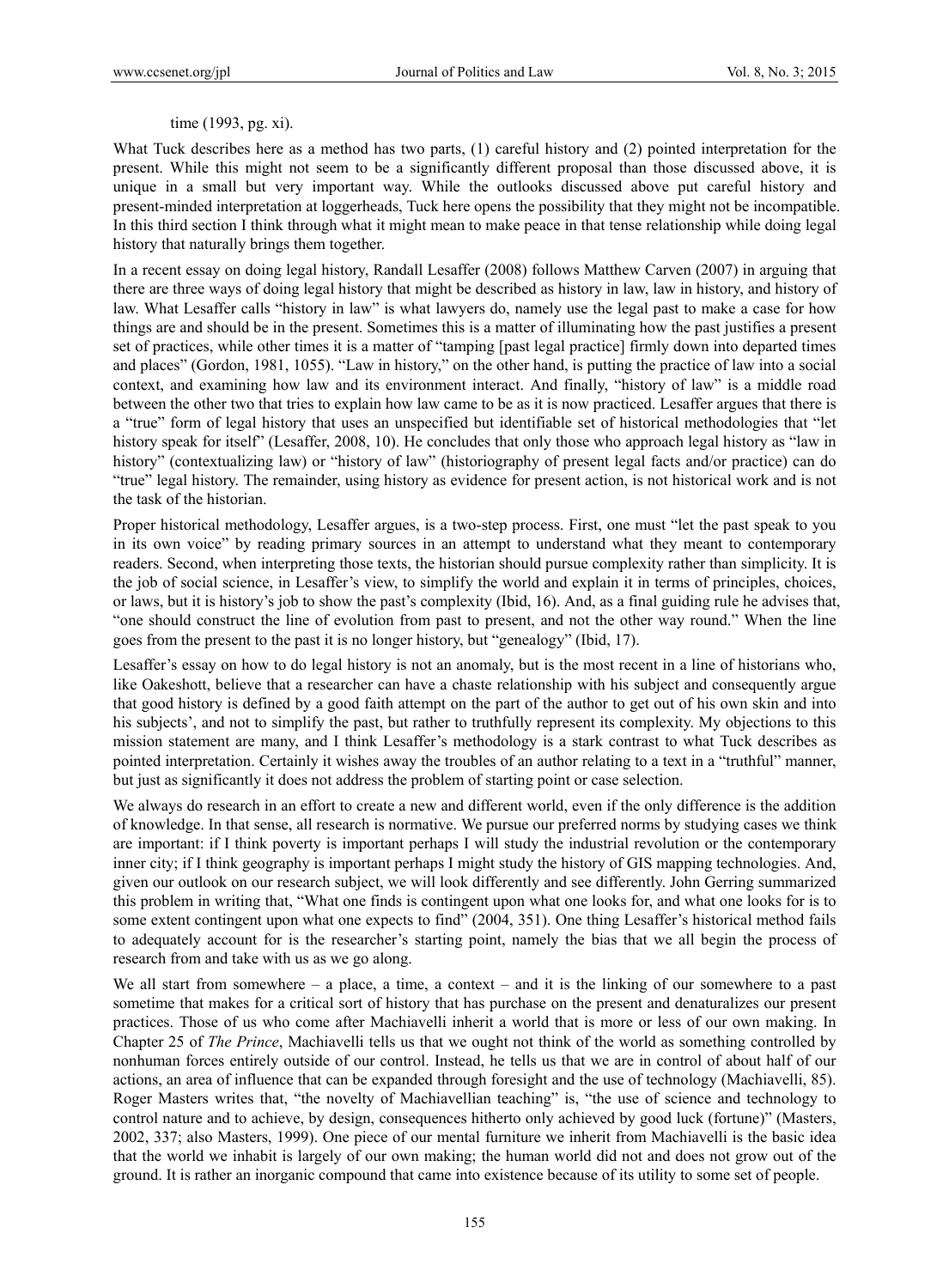time (1993, pg. xi).

What Tuck describes here as a method has two parts, (1) careful history and (2) pointed interpretation for the present. While this might not seem to be a significantly different proposal than those discussed above, it is unique in a small but very important way. While the outlooks discussed above put careful history and present-minded interpretation at loggerheads, Tuck here opens the possibility that they might not be incompatible. In this third section I think through what it might mean to make peace in that tense relationship while doing legal history that naturally brings them together.

In a recent essay on doing legal history, Randall Lesaffer (2008) follows Matthew Carven (2007) in arguing that there are three ways of doing legal history that might be described as history in law, law in history, and history of law. What Lesaffer calls "history in law" is what lawyers do, namely use the legal past to make a case for how things are and should be in the present. Sometimes this is a matter of illuminating how the past justifies a present set of practices, while other times it is a matter of "tamping [past legal practice] firmly down into departed times and places" (Gordon, 1981, 1055). "Law in history," on the other hand, is putting the practice of law into a social context, and examining how law and its environment interact. And finally, "history of law" is a middle road between the other two that tries to explain how law came to be as it is now practiced. Lesaffer argues that there is a "true" form of legal history that uses an unspecified but identifiable set of historical methodologies that "let history speak for itself" (Lesaffer, 2008, 10). He concludes that only those who approach legal history as "law in history" (contextualizing law) or "history of law" (historiography of present legal facts and/or practice) can do "true" legal history. The remainder, using history as evidence for present action, is not historical work and is not the task of the historian.

Proper historical methodology, Lesaffer argues, is a two-step process. First, one must "let the past speak to you in its own voice" by reading primary sources in an attempt to understand what they meant to contemporary readers. Second, when interpreting those texts, the historian should pursue complexity rather than simplicity. It is the job of social science, in Lesaffer's view, to simplify the world and explain it in terms of principles, choices, or laws, but it is history's job to show the past's complexity (Ibid, 16). And, as a final guiding rule he advises that, "one should construct the line of evolution from past to present, and not the other way round." When the line goes from the present to the past it is no longer history, but "genealogy" (Ibid, 17).

Lesaffer's essay on how to do legal history is not an anomaly, but is the most recent in a line of historians who, like Oakeshott, believe that a researcher can have a chaste relationship with his subject and consequently argue that good history is defined by a good faith attempt on the part of the author to get out of his own skin and into his subjects', and not to simplify the past, but rather to truthfully represent its complexity. My objections to this mission statement are many, and I think Lesaffer's methodology is a stark contrast to what Tuck describes as pointed interpretation. Certainly it wishes away the troubles of an author relating to a text in a "truthful" manner, but just as significantly it does not address the problem of starting point or case selection.

We always do research in an effort to create a new and different world, even if the only difference is the addition of knowledge. In that sense, all research is normative. We pursue our preferred norms by studying cases we think are important: if I think poverty is important perhaps I will study the industrial revolution or the contemporary inner city; if I think geography is important perhaps I might study the history of GIS mapping technologies. And, given our outlook on our research subject, we will look differently and see differently. John Gerring summarized this problem in writing that, "What one finds is contingent upon what one looks for, and what one looks for is to some extent contingent upon what one expects to find" (2004, 351). One thing Lesaffer's historical method fails to adequately account for is the researcher's starting point, namely the bias that we all begin the process of research from and take with us as we go along.

We all start from somewhere – a place, a time, a context – and it is the linking of our somewhere to a past sometime that makes for a critical sort of history that has purchase on the present and denaturalizes our present practices. Those of us who come after Machiavelli inherit a world that is more or less of our own making. In Chapter 25 of *The Prince*, Machiavelli tells us that we ought not think of the world as something controlled by nonhuman forces entirely outside of our control. Instead, he tells us that we are in control of about half of our actions, an area of influence that can be expanded through foresight and the use of technology (Machiavelli, 85). Roger Masters writes that, "the novelty of Machiavellian teaching" is, "the use of science and technology to control nature and to achieve, by design, consequences hitherto only achieved by good luck (fortune)" (Masters, 2002, 337; also Masters, 1999). One piece of our mental furniture we inherit from Machiavelli is the basic idea that the world we inhabit is largely of our own making; the human world did not and does not grow out of the ground. It is rather an inorganic compound that came into existence because of its utility to some set of people.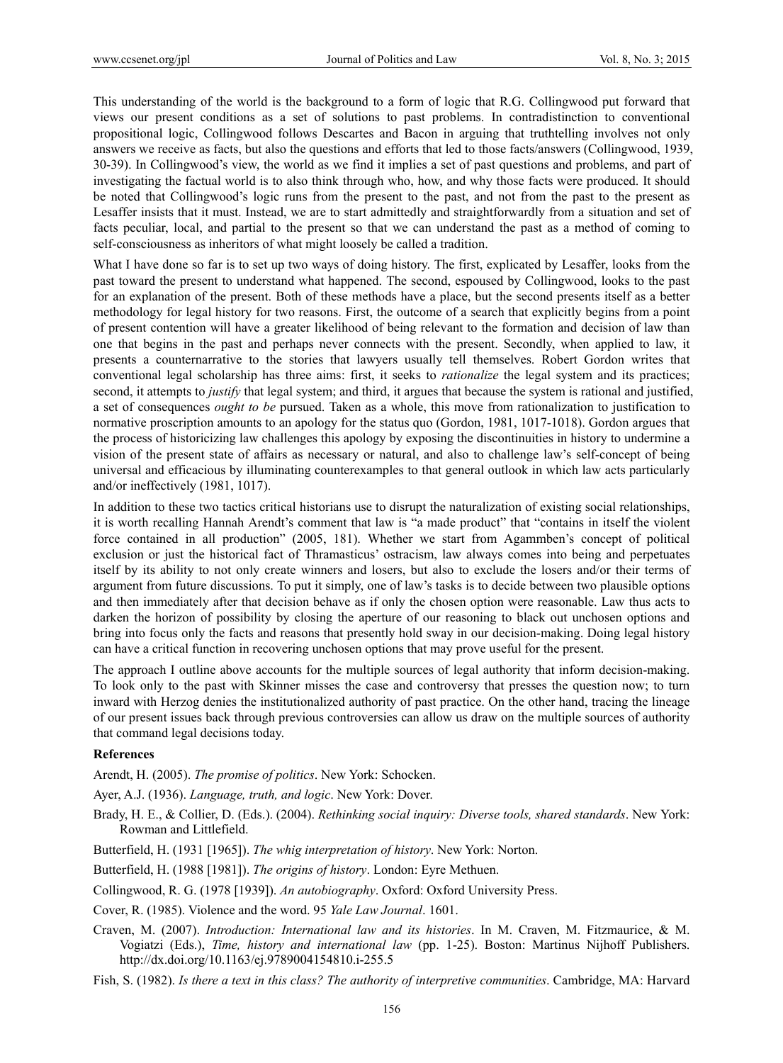This understanding of the world is the background to a form of logic that R.G. Collingwood put forward that views our present conditions as a set of solutions to past problems. In contradistinction to conventional propositional logic, Collingwood follows Descartes and Bacon in arguing that truthtelling involves not only answers we receive as facts, but also the questions and efforts that led to those facts/answers (Collingwood, 1939, 30-39). In Collingwood's view, the world as we find it implies a set of past questions and problems, and part of investigating the factual world is to also think through who, how, and why those facts were produced. It should be noted that Collingwood's logic runs from the present to the past, and not from the past to the present as Lesaffer insists that it must. Instead, we are to start admittedly and straightforwardly from a situation and set of facts peculiar, local, and partial to the present so that we can understand the past as a method of coming to self-consciousness as inheritors of what might loosely be called a tradition.

What I have done so far is to set up two ways of doing history. The first, explicated by Lesaffer, looks from the past toward the present to understand what happened. The second, espoused by Collingwood, looks to the past for an explanation of the present. Both of these methods have a place, but the second presents itself as a better methodology for legal history for two reasons. First, the outcome of a search that explicitly begins from a point of present contention will have a greater likelihood of being relevant to the formation and decision of law than one that begins in the past and perhaps never connects with the present. Secondly, when applied to law, it presents a counternarrative to the stories that lawyers usually tell themselves. Robert Gordon writes that conventional legal scholarship has three aims: first, it seeks to *rationalize* the legal system and its practices; second, it attempts to *justify* that legal system; and third, it argues that because the system is rational and justified, a set of consequences *ought to be* pursued. Taken as a whole, this move from rationalization to justification to normative proscription amounts to an apology for the status quo (Gordon, 1981, 1017-1018). Gordon argues that the process of historicizing law challenges this apology by exposing the discontinuities in history to undermine a vision of the present state of affairs as necessary or natural, and also to challenge law's self-concept of being universal and efficacious by illuminating counterexamples to that general outlook in which law acts particularly and/or ineffectively (1981, 1017).

In addition to these two tactics critical historians use to disrupt the naturalization of existing social relationships, it is worth recalling Hannah Arendt's comment that law is "a made product" that "contains in itself the violent force contained in all production" (2005, 181). Whether we start from Agammben's concept of political exclusion or just the historical fact of Thramasticus' ostracism, law always comes into being and perpetuates itself by its ability to not only create winners and losers, but also to exclude the losers and/or their terms of argument from future discussions. To put it simply, one of law's tasks is to decide between two plausible options and then immediately after that decision behave as if only the chosen option were reasonable. Law thus acts to darken the horizon of possibility by closing the aperture of our reasoning to black out unchosen options and bring into focus only the facts and reasons that presently hold sway in our decision-making. Doing legal history can have a critical function in recovering unchosen options that may prove useful for the present.

The approach I outline above accounts for the multiple sources of legal authority that inform decision-making. To look only to the past with Skinner misses the case and controversy that presses the question now; to turn inward with Herzog denies the institutionalized authority of past practice. On the other hand, tracing the lineage of our present issues back through previous controversies can allow us draw on the multiple sources of authority that command legal decisions today.

### References

Arendt, H. (2005). *The promise of politics*. New York: Schocken.

Ayer, A.J. (1936). *Language, truth, and logic*. New York: Dover.

Brady, H. E., & Collier, D. (Eds.). (2004). *Rethinking social inquiry: Diverse tools, shared standards*. New York: Rowman and Littlefield.

Butterfield, H. (1931 [1965]). *The whig interpretation of history*. New York: Norton.

Butterfield, H. (1988 [1981]). *The origins of history*. London: Eyre Methuen.

Collingwood, R. G. (1978 [1939]). *An autobiography*. Oxford: Oxford University Press.

Cover, R. (1985). Violence and the word. 95 *Yale Law Journal*. 1601.

Craven, M. (2007). *Introduction: International law and its histories*. In M. Craven, M. Fitzmaurice, & M. Vogiatzi (Eds.), *Time, history and international law* (pp. 1-25). Boston: Martinus Nijhoff Publishers. http://dx.doi.org/10.1163/ej.9789004154810.i-255.5

Fish, S. (1982). *Is there a text in this class? The authority of interpretive communities*. Cambridge, MA: Harvard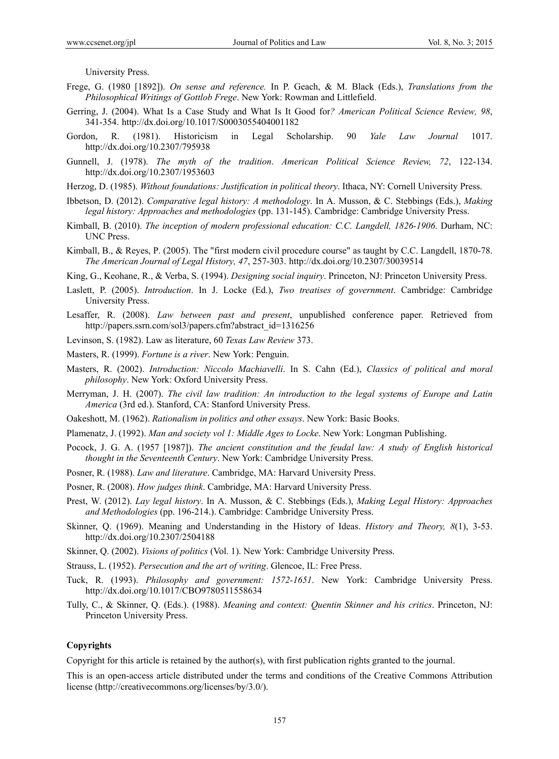University Press.

Frege, G. (1980 [1892]). *On sense and reference.* In P. Geach, & M. Black (Eds.), *Translations from the Philosophical Writings of Gottlob Frege*. New York: Rowman and Littlefield.

Gerring, J. (2004). What Is a Case Study and What Is It Good for*? American Political Science Review, 98*, 341-354. http://dx.doi.org/10.1017/S0003055404001182

Gordon, R. (1981). Historicism in Legal Scholarship. 90 *Yale Law Journal* 1017. http://dx.doi.org/10.2307/795938

Gunnell, J. (1978). *The myth of the tradition*. *American Political Science Review, 72*, 122-134. http://dx.doi.org/10.2307/1953603

Herzog, D. (1985). *Without foundations: Justification in political theory*. Ithaca, NY: Cornell University Press.

Ibbetson, D. (2012). *Comparative legal history: A methodology*. In A. Musson, & C. Stebbings (Eds.), *Making legal history: Approaches and methodologies* (pp. 131-145). Cambridge: Cambridge University Press.

Kimball, B. (2010). *The inception of modern professional education: C.C. Langdell, 1826-1906*. Durham, NC: UNC Press.

Kimball, B., & Reyes, P. (2005). The "first modern civil procedure course" as taught by C.C. Langdell, 1870-78. *The American Journal of Legal History, 47*, 257-303. http://dx.doi.org/10.2307/30039514

King, G., Keohane, R., & Verba, S. (1994). *Designing social inquiry*. Princeton, NJ: Princeton University Press.

Laslett, P. (2005). *Introduction*. In J. Locke (Ed.), *Two treatises of government*. Cambridge: Cambridge University Press.

Lesaffer, R. (2008). *Law between past and present*, unpublished conference paper. Retrieved from http://papers.ssrn.com/sol3/papers.cfm?abstract_id=1316256

Levinson, S. (1982). Law as literature, 60 *Texas Law Review* 373.

Masters, R. (1999). *Fortune is a river*. New York: Penguin.

Masters, R. (2002). *Introduction: Niccolo Machiavelli*. In S. Cahn (Ed.), *Classics of political and moral philosophy*. New York: Oxford University Press.

Merryman, J. H. (2007). *The civil law tradition: An introduction to the legal systems of Europe and Latin America* (3rd ed.). Stanford, CA: Stanford University Press.

Oakeshott, M. (1962). *Rationalism in politics and other essays*. New York: Basic Books.

Plamenatz, J. (1992). *Man and society vol 1: Middle Ages to Locke*. New York: Longman Publishing.

Pocock, J. G. A. (1957 [1987]). *The ancient constitution and the feudal law: A study of English historical thought in the Seventeenth Century*. New York: Cambridge University Press.

Posner, R. (1988). *Law and literature*. Cambridge, MA: Harvard University Press.

Posner, R. (2008). *How judges think*. Cambridge, MA: Harvard University Press.

Prest, W. (2012). *Lay legal history*. In A. Musson, & C. Stebbings (Eds.), *Making Legal History: Approaches and Methodologies* (pp. 196-214.). Cambridge: Cambridge University Press.

Skinner, Q. (1969). Meaning and Understanding in the History of Ideas. *History and Theory, 8*(1), 3-53. http://dx.doi.org/10.2307/2504188

Skinner, Q. (2002). *Visions of politics* (Vol. 1). New York: Cambridge University Press.

Strauss, L. (1952). *Persecution and the art of writing*. Glencoe, IL: Free Press.

Tuck, R. (1993). *Philosophy and government: 1572-1651*. New York: Cambridge University Press. http://dx.doi.org/10.1017/CBO9780511558634

Tully, C., & Skinner, Q. (Eds.). (1988). *Meaning and context: Quentin Skinner and his critics*. Princeton, NJ: Princeton University Press.

**Copyrights**

Copyright for this article is retained by the author(s), with first publication rights granted to the journal.

This is an open-access article distributed under the terms and conditions of the Creative Commons Attribution license (http://creativecommons.org/licenses/by/3.0/).